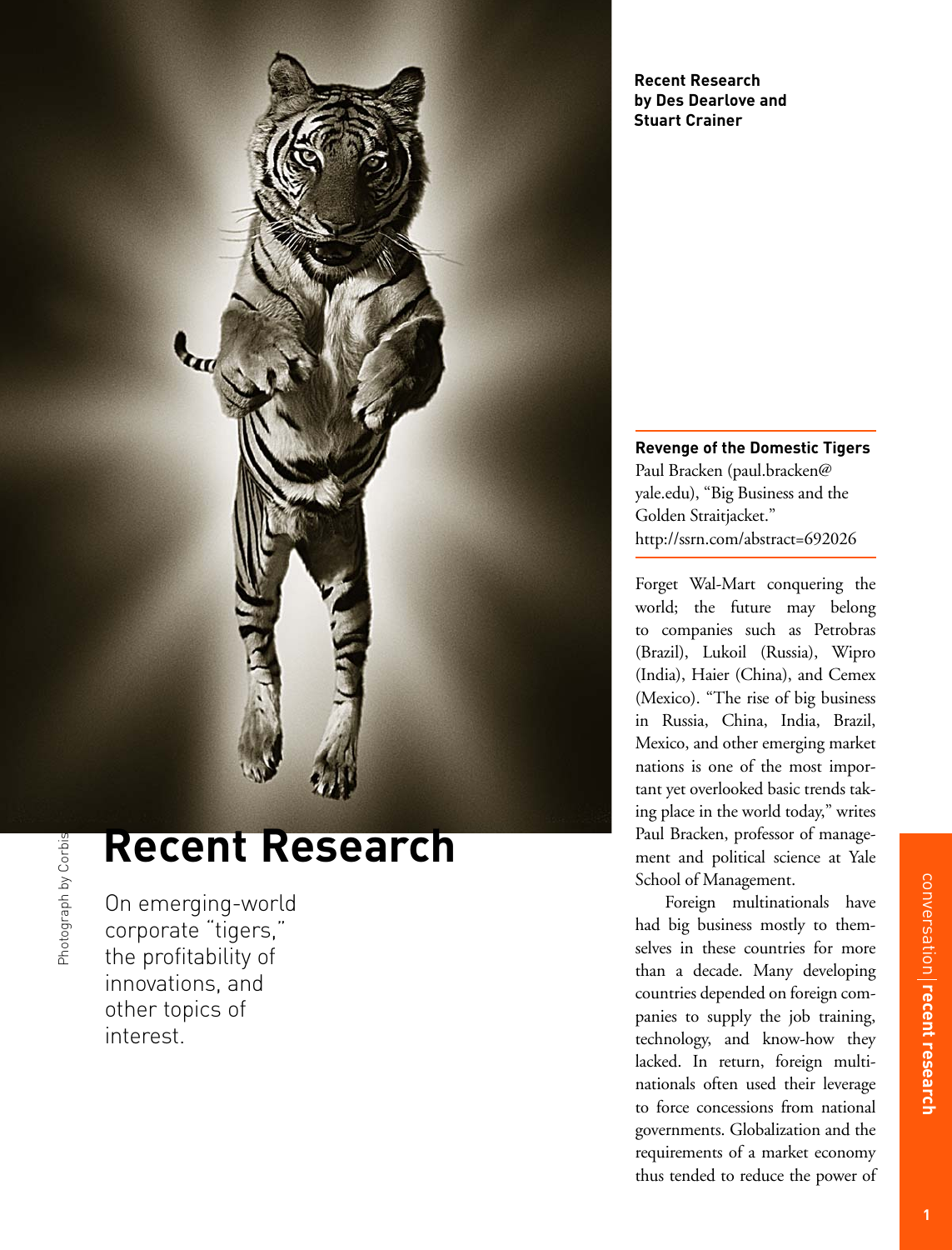# Recent Research

On emerging-world corporate "tigers," the profitability of innovations, and other topics of interest.

Photograph by Corbis

**Recent Research by Des Dearlove and Stuart Crainer**

**Revenge of the Domestic Tigers**
Paul Bracken (paul.bracken@yale.edu), "Big Business and the Golden Straitjacket."
http://ssrn.com/abstract=692026

Forget Wal-Mart conquering the world; the future may belong to companies such as Petrobras (Brazil), Lukoil (Russia), Wipro (India), Haier (China), and Cemex (Mexico). "The rise of big business in Russia, China, India, Brazil, Mexico, and other emerging market nations is one of the most important yet overlooked basic trends taking place in the world today," writes Paul Bracken, professor of management and political science at Yale School of Management.

Foreign multinationals have had big business mostly to themselves in these countries for more than a decade. Many developing countries depended on foreign companies to supply the job training, technology, and know-how they lacked. In return, foreign multinationals often used their leverage to force concessions from national governments. Globalization and the requirements of a market economy thus tended to reduce the power of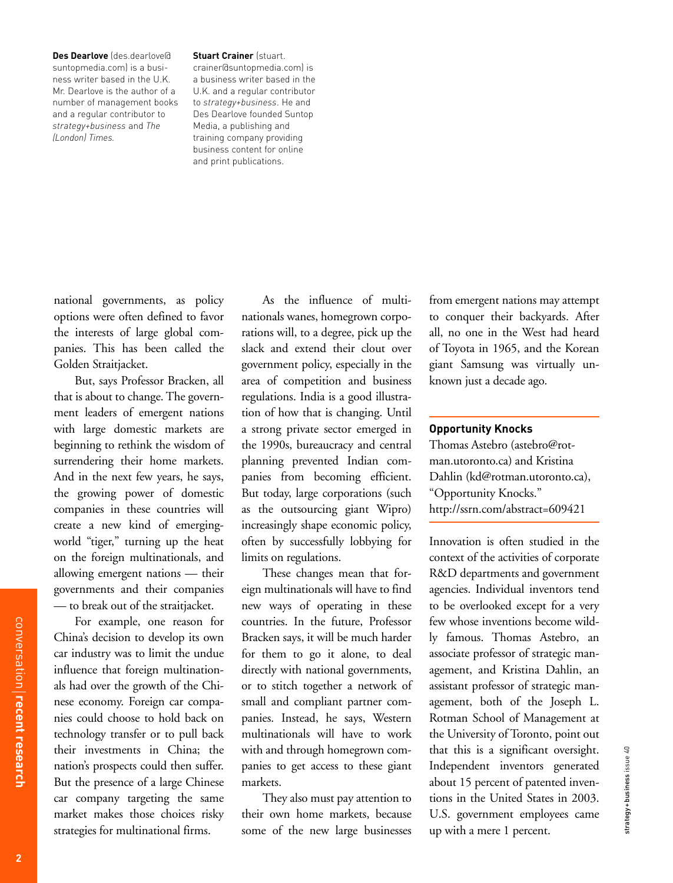**Des Dearlove** (des.dearlove@suntopmedia.com) is a business writer based in the U.K. Mr. Dearlove is the author of a number of management books and a regular contributor to *strategy+business* and *The (London) Times.*

**Stuart Crainer** (stuart.crainer@suntopmedia.com) is a business writer based in the U.K. and a regular contributor to *strategy+business*. He and Des Dearlove founded Suntop Media, a publishing and training company providing business content for online and print publications.

national governments, as policy options were often defined to favor the interests of large global companies. This has been called the Golden Straitjacket.

But, says Professor Bracken, all that is about to change. The government leaders of emergent nations with large domestic markets are beginning to rethink the wisdom of surrendering their home markets. And in the next few years, he says, the growing power of domestic companies in these countries will create a new kind of emerging-world "tiger," turning up the heat on the foreign multinationals, and allowing emergent nations — their governments and their companies — to break out of the straitjacket.

For example, one reason for China's decision to develop its own car industry was to limit the undue influence that foreign multinationals had over the growth of the Chinese economy. Foreign car companies could choose to hold back on technology transfer or to pull back their investments in China; the nation's prospects could then suffer. But the presence of a large Chinese car company targeting the same market makes those choices risky strategies for multinational firms.

As the influence of multinationals wanes, homegrown corporations will, to a degree, pick up the slack and extend their clout over government policy, especially in the area of competition and business regulations. India is a good illustration of how that is changing. Until a strong private sector emerged in the 1990s, bureaucracy and central planning prevented Indian companies from becoming efficient. But today, large corporations (such as the outsourcing giant Wipro) increasingly shape economic policy, often by successfully lobbying for limits on regulations.

These changes mean that foreign multinationals will have to find new ways of operating in these countries. In the future, Professor Bracken says, it will be much harder for them to go it alone, to deal directly with national governments, or to stitch together a network of small and compliant partner companies. Instead, he says, Western multinationals will have to work with and through homegrown companies to get access to these giant markets.

They also must pay attention to their own home markets, because some of the new large businesses from emergent nations may attempt to conquer their backyards. After all, no one in the West had heard of Toyota in 1965, and the Korean giant Samsung was virtually unknown just a decade ago.

## Opportunity Knocks

Thomas Astebro (astebro@rotman.utoronto.ca) and Kristina Dahlin (kd@rotman.utoronto.ca), "Opportunity Knocks."
http://ssrn.com/abstract=609421

Innovation is often studied in the context of the activities of corporate R&D departments and government agencies. Individual inventors tend to be overlooked except for a very few whose inventions become wildly famous. Thomas Astebro, an associate professor of strategic management, and Kristina Dahlin, an assistant professor of strategic management, both of the Joseph L. Rotman School of Management at the University of Toronto, point out that this is a significant oversight. Independent inventors generated about 15 percent of patented inventions in the United States in 2003. U.S. government employees came up with a mere 1 percent.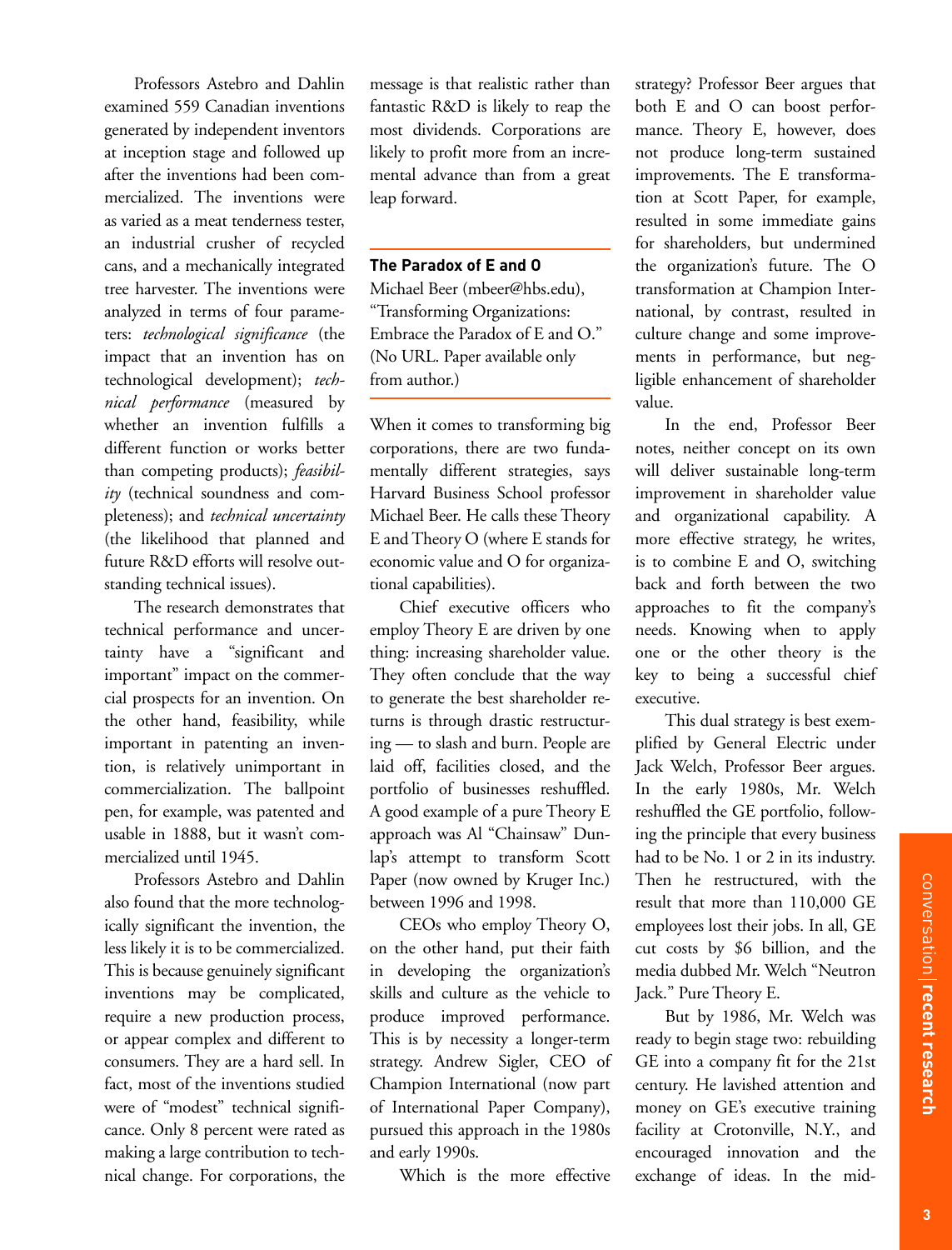Professors Astebro and Dahlin examined 559 Canadian inventions generated by independent inventors at inception stage and followed up after the inventions had been commercialized. The inventions were as varied as a meat tenderness tester, an industrial crusher of recycled cans, and a mechanically integrated tree harvester. The inventions were analyzed in terms of four parameters: *technological significance* (the impact that an invention has on technological development); *technical performance* (measured by whether an invention fulfills a different function or works better than competing products); *feasibility* (technical soundness and completeness); and *technical uncertainty* (the likelihood that planned and future R&D efforts will resolve outstanding technical issues).

The research demonstrates that technical performance and uncertainty have a "significant and important" impact on the commercial prospects for an invention. On the other hand, feasibility, while important in patenting an invention, is relatively unimportant in commercialization. The ballpoint pen, for example, was patented and usable in 1888, but it wasn't commercialized until 1945.

Professors Astebro and Dahlin also found that the more technologically significant the invention, the less likely it is to be commercialized. This is because genuinely significant inventions may be complicated, require a new production process, or appear complex and different to consumers. They are a hard sell. In fact, most of the inventions studied were of "modest" technical significance. Only 8 percent were rated as making a large contribution to technical change. For corporations, the message is that realistic rather than fantastic R&D is likely to reap the most dividends. Corporations are likely to profit more from an incremental advance than from a great leap forward.

### The Paradox of E and O

Michael Beer (mbeer@hbs.edu), "Transforming Organizations: Embrace the Paradox of E and O." (No URL. Paper available only from author.)

When it comes to transforming big corporations, there are two fundamentally different strategies, says Harvard Business School professor Michael Beer. He calls these Theory E and Theory O (where E stands for economic value and O for organizational capabilities).

Chief executive officers who employ Theory E are driven by one thing: increasing shareholder value. They often conclude that the way to generate the best shareholder returns is through drastic restructuring — to slash and burn. People are laid off, facilities closed, and the portfolio of businesses reshuffled. A good example of a pure Theory E approach was Al "Chainsaw" Dunlap's attempt to transform Scott Paper (now owned by Kruger Inc.) between 1996 and 1998.

CEOs who employ Theory O, on the other hand, put their faith in developing the organization's skills and culture as the vehicle to produce improved performance. This is by necessity a longer-term strategy. Andrew Sigler, CEO of Champion International (now part of International Paper Company), pursued this approach in the 1980s and early 1990s.

Which is the more effective strategy? Professor Beer argues that both E and O can boost performance. Theory E, however, does not produce long-term sustained improvements. The E transformation at Scott Paper, for example, resulted in some immediate gains for shareholders, but undermined the organization's future. The O transformation at Champion International, by contrast, resulted in culture change and some improvements in performance, but negligible enhancement of shareholder value.

In the end, Professor Beer notes, neither concept on its own will deliver sustainable long-term improvement in shareholder value and organizational capability. A more effective strategy, he writes, is to combine E and O, switching back and forth between the two approaches to fit the company's needs. Knowing when to apply one or the other theory is the key to being a successful chief executive.

This dual strategy is best exemplified by General Electric under Jack Welch, Professor Beer argues. In the early 1980s, Mr. Welch reshuffled the GE portfolio, following the principle that every business had to be No. 1 or 2 in its industry. Then he restructured, with the result that more than 110,000 GE employees lost their jobs. In all, GE cut costs by $6 billion, and the media dubbed Mr. Welch "Neutron Jack." Pure Theory E.

But by 1986, Mr. Welch was ready to begin stage two: rebuilding GE into a company fit for the 21st century. He lavished attention and money on GE's executive training facility at Crotonville, N.Y., and encouraged innovation and the exchange of ideas. In the mid-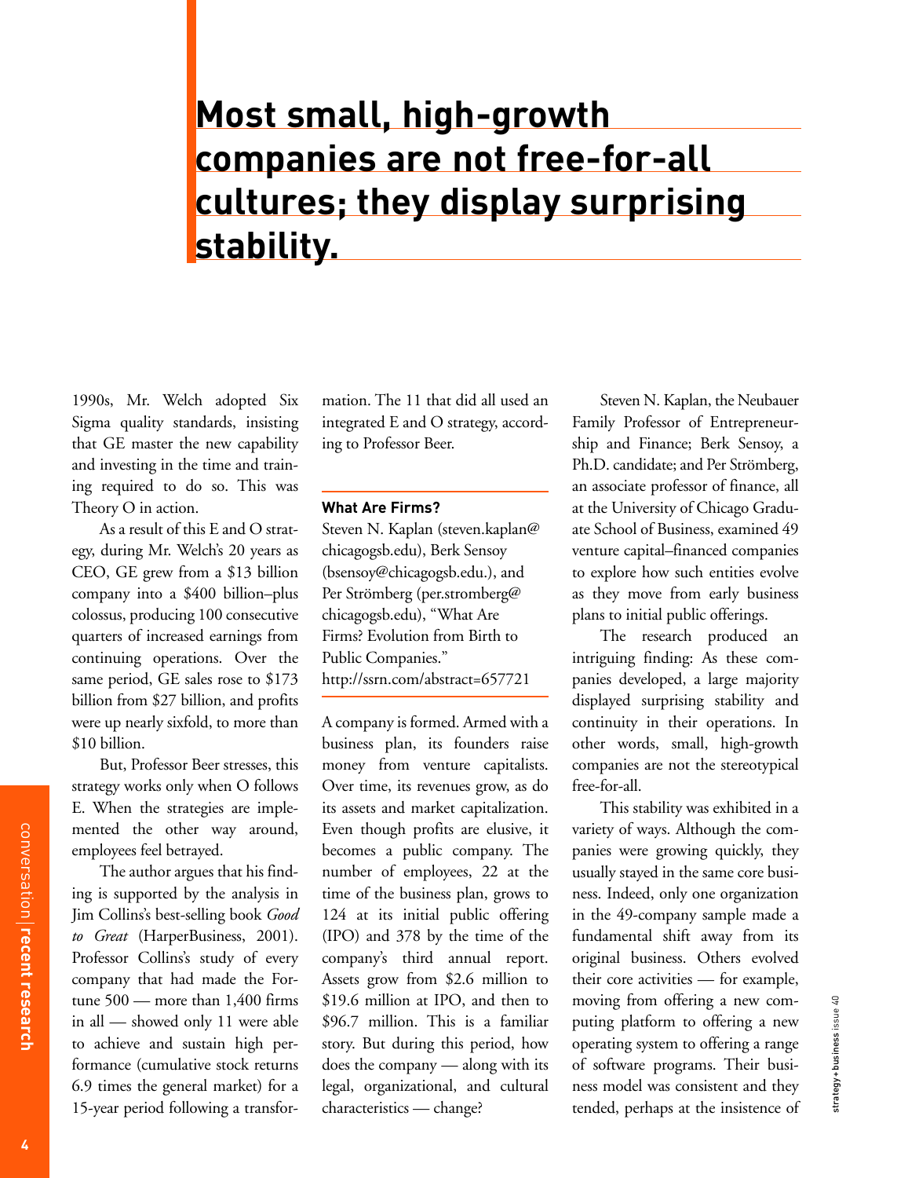# Most small, high-growth companies are not free-for-all cultures; they display surprising stability.

1990s, Mr. Welch adopted Six Sigma quality standards, insisting that GE master the new capability and investing in the time and training required to do so. This was Theory O in action.

As a result of this E and O strategy, during Mr. Welch's 20 years as CEO, GE grew from a $13 billion company into a $400 billion–plus colossus, producing 100 consecutive quarters of increased earnings from continuing operations. Over the same period, GE sales rose to $173 billion from $27 billion, and profits were up nearly sixfold, to more than $10 billion.

But, Professor Beer stresses, this strategy works only when O follows E. When the strategies are implemented the other way around, employees feel betrayed.

The author argues that his finding is supported by the analysis in Jim Collins's best-selling book *Good to Great* (HarperBusiness, 2001). Professor Collins's study of every company that had made the Fortune 500 — more than 1,400 firms in all — showed only 11 were able to achieve and sustain high performance (cumulative stock returns 6.9 times the general market) for a 15-year period following a transformation. The 11 that did all used an integrated E and O strategy, according to Professor Beer.

### What Are Firms?

Steven N. Kaplan (steven.kaplan@chicagogsb.edu), Berk Sensoy (bsensoy@chicagogsb.edu.), and Per Strömberg (per.stromberg@chicagogsb.edu), "What Are Firms? Evolution from Birth to Public Companies." http://ssrn.com/abstract=657721

A company is formed. Armed with a business plan, its founders raise money from venture capitalists. Over time, its revenues grow, as do its assets and market capitalization. Even though profits are elusive, it becomes a public company. The number of employees, 22 at the time of the business plan, grows to 124 at its initial public offering (IPO) and 378 by the time of the company's third annual report. Assets grow from $2.6 million to $19.6 million at IPO, and then to $96.7 million. This is a familiar story. But during this period, how does the company — along with its legal, organizational, and cultural characteristics — change?

Steven N. Kaplan, the Neubauer Family Professor of Entrepreneurship and Finance; Berk Sensoy, a Ph.D. candidate; and Per Strömberg, an associate professor of finance, all at the University of Chicago Graduate School of Business, examined 49 venture capital–financed companies to explore how such entities evolve as they move from early business plans to initial public offerings.

The research produced an intriguing finding: As these companies developed, a large majority displayed surprising stability and continuity in their operations. In other words, small, high-growth companies are not the stereotypical free-for-all.

This stability was exhibited in a variety of ways. Although the companies were growing quickly, they usually stayed in the same core business. Indeed, only one organization in the 49-company sample made a fundamental shift away from its original business. Others evolved their core activities — for example, moving from offering a new computing platform to offering a new operating system to offering a range of software programs. Their business model was consistent and they tended, perhaps at the insistence of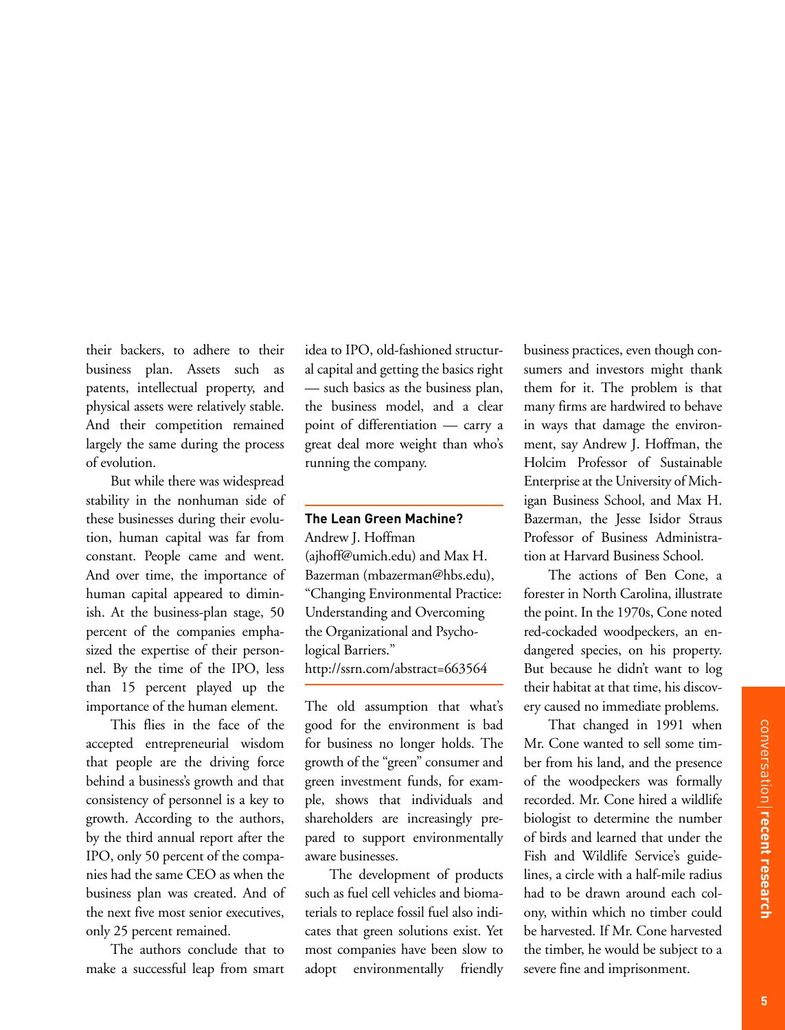their backers, to adhere to their business plan. Assets such as patents, intellectual property, and physical assets were relatively stable. And their competition remained largely the same during the process of evolution.

But while there was widespread stability in the nonhuman side of these businesses during their evolution, human capital was far from constant. People came and went. And over time, the importance of human capital appeared to diminish. At the business-plan stage, 50 percent of the companies emphasized the expertise of their personnel. By the time of the IPO, less than 15 percent played up the importance of the human element.

This flies in the face of the accepted entrepreneurial wisdom that people are the driving force behind a business's growth and that consistency of personnel is a key to growth. According to the authors, by the third annual report after the IPO, only 50 percent of the companies had the same CEO as when the business plan was created. And of the next five most senior executives, only 25 percent remained.

The authors conclude that to make a successful leap from smart idea to IPO, old-fashioned structural capital and getting the basics right — such basics as the business plan, the business model, and a clear point of differentiation — carry a great deal more weight than who's running the company.

---

**The Lean Green Machine?**
Andrew J. Hoffman (ajhoff@umich.edu) and Max H. Bazerman (mbazerman@hbs.edu), "Changing Environmental Practice: Understanding and Overcoming the Organizational and Psychological Barriers."
http://ssrn.com/abstract=663564

---

The old assumption that what's good for the environment is bad for business no longer holds. The growth of the "green" consumer and green investment funds, for example, shows that individuals and shareholders are increasingly prepared to support environmentally aware businesses.

The development of products such as fuel cell vehicles and biomaterials to replace fossil fuel also indicates that green solutions exist. Yet most companies have been slow to adopt environmentally friendly business practices, even though consumers and investors might thank them for it. The problem is that many firms are hardwired to behave in ways that damage the environment, say Andrew J. Hoffman, the Holcim Professor of Sustainable Enterprise at the University of Michigan Business School, and Max H. Bazerman, the Jesse Isidor Straus Professor of Business Administration at Harvard Business School.

The actions of Ben Cone, a forester in North Carolina, illustrate the point. In the 1970s, Cone noted red-cockaded woodpeckers, an endangered species, on his property. But because he didn't want to log their habitat at that time, his discovery caused no immediate problems.

That changed in 1991 when Mr. Cone wanted to sell some timber from his land, and the presence of the woodpeckers was formally recorded. Mr. Cone hired a wildlife biologist to determine the number of birds and learned that under the Fish and Wildlife Service's guidelines, a circle with a half-mile radius had to be drawn around each colony, within which no timber could be harvested. If Mr. Cone harvested the timber, he would be subject to a severe fine and imprisonment.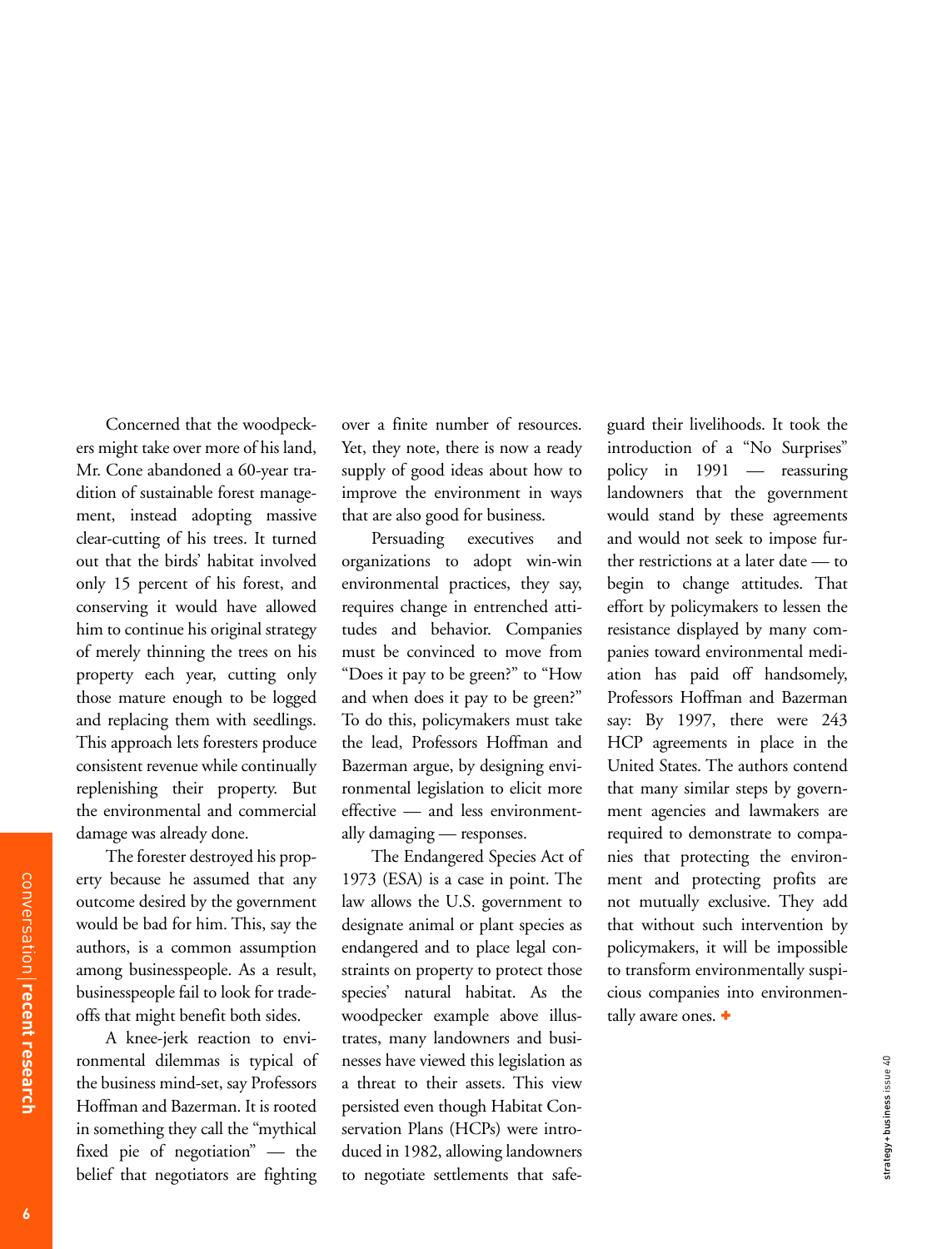Concerned that the woodpeckers might take over more of his land, Mr. Cone abandoned a 60-year tradition of sustainable forest management, instead adopting massive clear-cutting of his trees. It turned out that the birds' habitat involved only 15 percent of his forest, and conserving it would have allowed him to continue his original strategy of merely thinning the trees on his property each year, cutting only those mature enough to be logged and replacing them with seedlings. This approach lets foresters produce consistent revenue while continually replenishing their property. But the environmental and commercial damage was already done.

The forester destroyed his property because he assumed that any outcome desired by the government would be bad for him. This, say the authors, is a common assumption among businesspeople. As a result, businesspeople fail to look for tradeoffs that might benefit both sides.

A knee-jerk reaction to environmental dilemmas is typical of the business mind-set, say Professors Hoffman and Bazerman. It is rooted in something they call the "mythical fixed pie of negotiation" — the belief that negotiators are fighting over a finite number of resources. Yet, they note, there is now a ready supply of good ideas about how to improve the environment in ways that are also good for business.

Persuading executives and organizations to adopt win-win environmental practices, they say, requires change in entrenched attitudes and behavior. Companies must be convinced to move from "Does it pay to be green?" to "How and when does it pay to be green?" To do this, policymakers must take the lead, Professors Hoffman and Bazerman argue, by designing environmental legislation to elicit more effective — and less environmentally damaging — responses.

The Endangered Species Act of 1973 (ESA) is a case in point. The law allows the U.S. government to designate animal or plant species as endangered and to place legal constraints on property to protect those species' natural habitat. As the woodpecker example above illustrates, many landowners and businesses have viewed this legislation as a threat to their assets. This view persisted even though Habitat Conservation Plans (HCPs) were introduced in 1982, allowing landowners to negotiate settlements that safeguard their livelihoods. It took the introduction of a "No Surprises" policy in 1991 — reassuring landowners that the government would stand by these agreements and would not seek to impose further restrictions at a later date — to begin to change attitudes. That effort by policymakers to lessen the resistance displayed by many companies toward environmental mediation has paid off handsomely, Professors Hoffman and Bazerman say: By 1997, there were 243 HCP agreements in place in the United States. The authors contend that many similar steps by government agencies and lawmakers are required to demonstrate to companies that protecting the environment and protecting profits are not mutually exclusive. They add that without such intervention by policymakers, it will be impossible to transform environmentally suspicious companies into environmentally aware ones. +